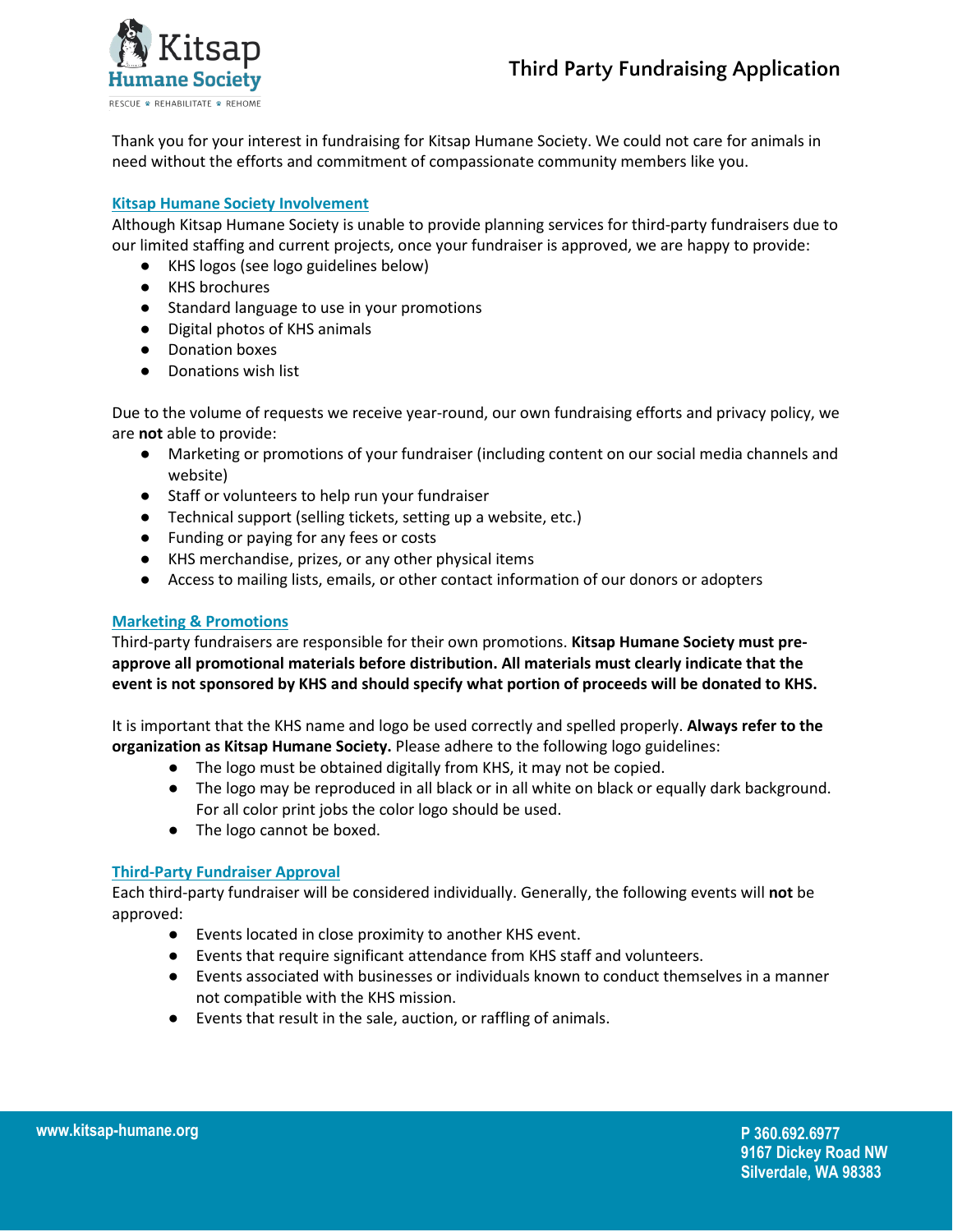# Third Party Fundraising Application

Thank you for your interest in fundraising for Kitsap Humane Society. We could not care for animals in need without the efforts and commitment of compassionate community members like you.

## Kitsap Humane Society Involvement

Although Kitsap Humane Society is unable to provide planning services for third-party fundraisers due to our limited staffing and current projects, once your fundraiser is approved, we are happy to provide:

- KHS logos (see logo guidelines below)
- KHS brochures
- Standard language to use in your promotions
- Digital photos of KHS animals
- Donation boxes
- Donations wish list

Due to the volume of requests we receive year-round, our own fundraising efforts and privacy policy, we are **not** able to provide:

- Marketing or promotions of your fundraiser (including content on our social media channels and website)
- Staff or volunteers to help run your fundraiser
- Technical support (selling tickets, setting up a website, etc.)
- Funding or paying for any fees or costs
- KHS merchandise, prizes, or any other physical items
- Access to mailing lists, emails, or other contact information of our donors or adopters

## Marketing & Promotions

Third-party fundraisers are responsible for their own promotions. **Kitsap Humane Society must pre-approve all promotional materials before distribution. All materials must clearly indicate that the event is not sponsored by KHS and should specify what portion of proceeds will be donated to KHS.**

It is important that the KHS name and logo be used correctly and spelled properly. **Always refer to the organization as Kitsap Humane Society.** Please adhere to the following logo guidelines:

- The logo must be obtained digitally from KHS, it may not be copied.
- The logo may be reproduced in all black or in all white on black or equally dark background. For all color print jobs the color logo should be used.
- The logo cannot be boxed.

## Third-Party Fundraiser Approval

Each third-party fundraiser will be considered individually. Generally, the following events will **not** be approved:

- Events located in close proximity to another KHS event.
- Events that require significant attendance from KHS staff and volunteers.
- Events associated with businesses or individuals known to conduct themselves in a manner not compatible with the KHS mission.
- Events that result in the sale, auction, or raffling of animals.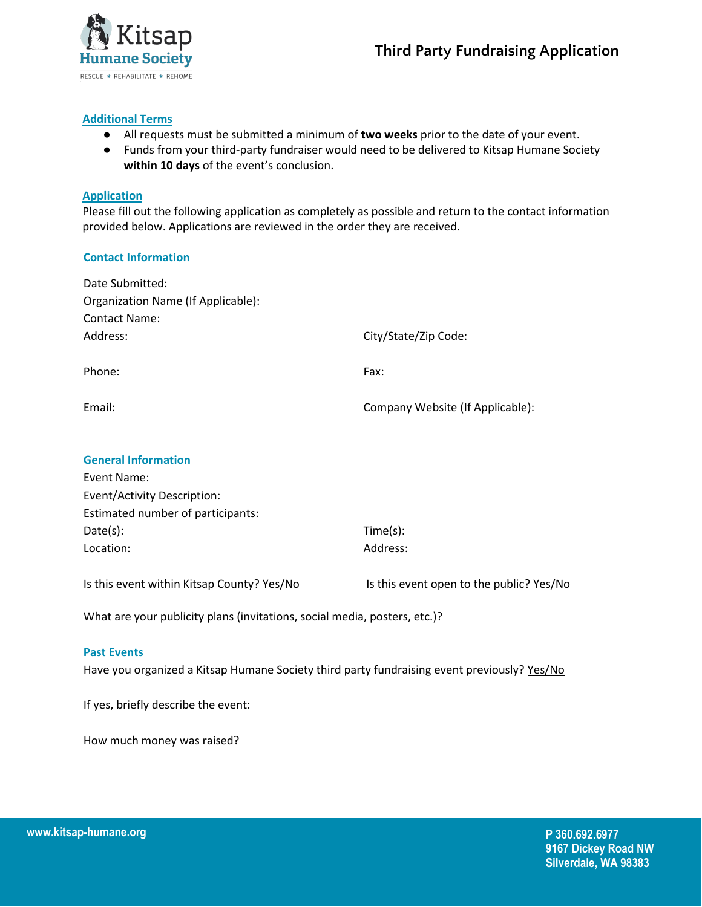# Third Party Fundraising Application

## Additional Terms

- All requests must be submitted a minimum of **two weeks** prior to the date of your event.
- Funds from your third-party fundraiser would need to be delivered to Kitsap Humane Society **within 10 days** of the event's conclusion.

## Application

Please fill out the following application as completely as possible and return to the contact information provided below. Applications are reviewed in the order they are received.

### Contact Information

Date Submitted:

Organization Name (If Applicable):

Contact Name:

Address:

City/State/Zip Code:

Phone:

Fax:

Email:

Company Website (If Applicable):

### General Information

Event Name:

Event/Activity Description:

Estimated number of participants:

Date(s):

Time(s):

Location:

Address:

Is this event within Kitsap County? Yes/No

Is this event open to the public? Yes/No

What are your publicity plans (invitations, social media, posters, etc.)?

### Past Events

Have you organized a Kitsap Humane Society third party fundraising event previously? Yes/No

If yes, briefly describe the event:

How much money was raised?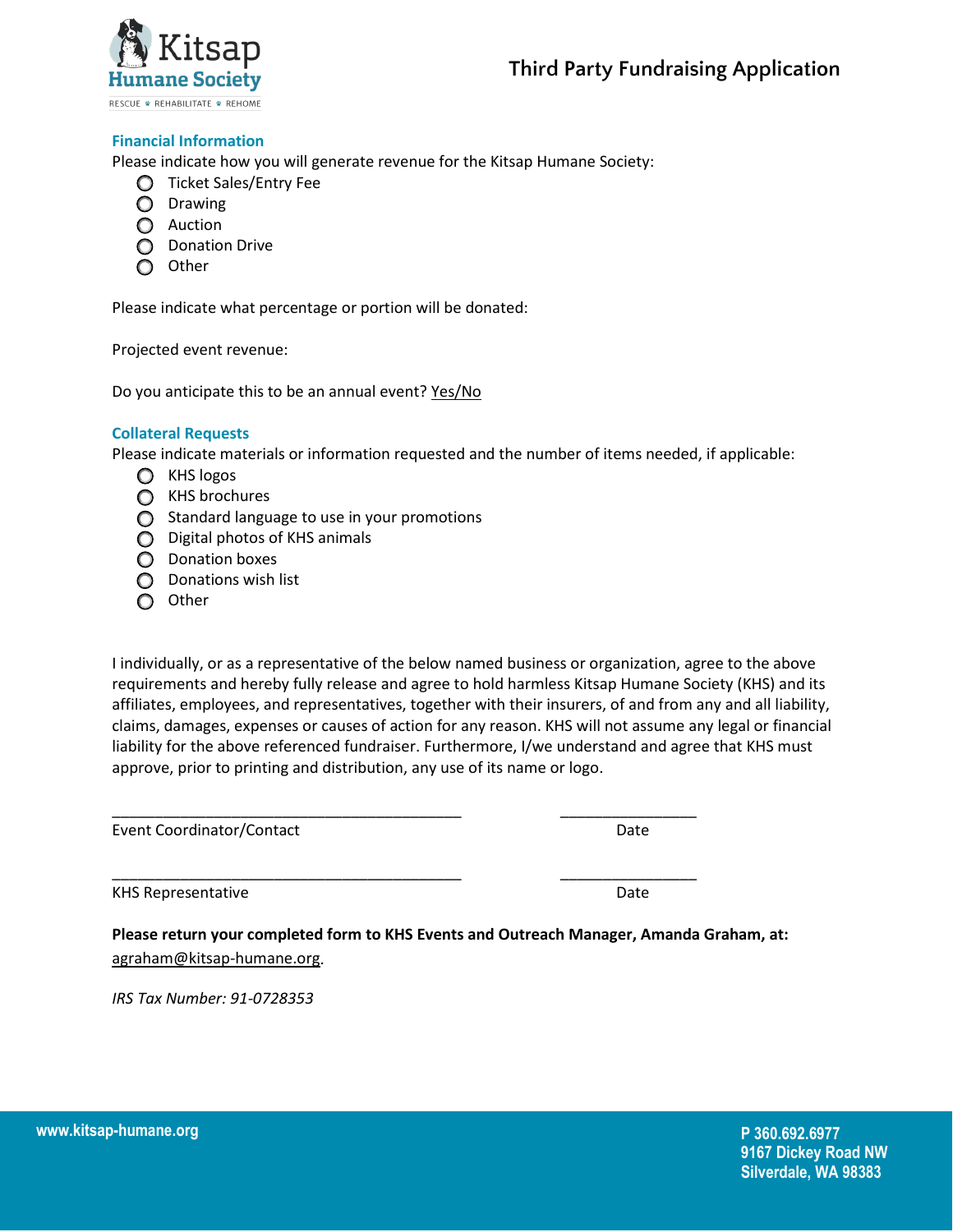Kitsap Humane Society

RESCUE • REHABILITATE • REHOME

# Third Party Fundraising Application

## Financial Information

Please indicate how you will generate revenue for the Kitsap Humane Society:

- ○ Ticket Sales/Entry Fee
- ○ Drawing
- ○ Auction
- ○ Donation Drive
- ○ Other

Please indicate what percentage or portion will be donated:

Projected event revenue:

Do you anticipate this to be an annual event? Yes/No

## Collateral Requests

Please indicate materials or information requested and the number of items needed, if applicable:

- ○ KHS logos
- ○ KHS brochures
- ○ Standard language to use in your promotions
- ○ Digital photos of KHS animals
- ○ Donation boxes
- ○ Donations wish list
- ○ Other

I individually, or as a representative of the below named business or organization, agree to the above requirements and hereby fully release and agree to hold harmless Kitsap Humane Society (KHS) and its affiliates, employees, and representatives, together with their insurers, of and from any and all liability, claims, damages, expenses or causes of action for any reason. KHS will not assume any legal or financial liability for the above referenced fundraiser. Furthermore, I/we understand and agree that KHS must approve, prior to printing and distribution, any use of its name or logo.

\_\_\_\_\_\_\_\_\_\_\_\_\_\_\_\_\_\_\_\_\_\_\_\_\_\_\_\_\_\_\_\_\_\_\_\_\_\_\_\_ \_\_\_\_\_\_\_\_\_\_\_\_\_\_\_\_

Event Coordinator/Contact Date

\_\_\_\_\_\_\_\_\_\_\_\_\_\_\_\_\_\_\_\_\_\_\_\_\_\_\_\_\_\_\_\_\_\_\_\_\_\_\_\_ \_\_\_\_\_\_\_\_\_\_\_\_\_\_\_\_

KHS Representative Date

**Please return your completed form to KHS Events and Outreach Manager, Amanda Graham, at:** agraham@kitsap-humane.org.

*IRS Tax Number: 91-0728353*

www.kitsap-humane.org

**P 360.692.6977**
**9167 Dickey Road NW**
**Silverdale, WA 98383**